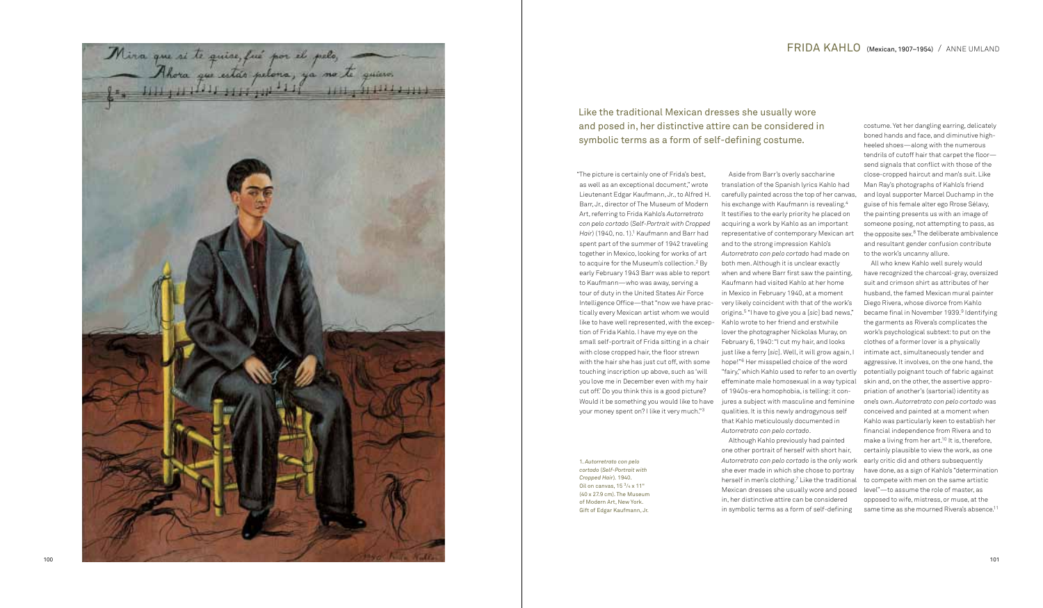# FRIDA KAHLO (Mexican, 1907–1954) / ANNE UMLAND

Like the traditional Mexican dresses she usually wore and posed in, her distinctive attire can be considered in symbolic terms as a form of self-defining costume.

"The picture is certainly one of Frida's best, as well as an exceptional document," wrote Lieutenant Edgar Kaufmann, Jr., to Alfred H. Barr, Jr., director of The Museum of Modern Art, referring to Frida Kahlo's *Autorretrato con pelo cortado* (*Self-Portrait with Cropped Hair*) (1940, no. 1).[1] Kaufmann and Barr had spent part of the summer of 1942 traveling together in Mexico, looking for works of art to acquire for the Museum's collection.[2] By early February 1943 Barr was able to report to Kaufmann—who was away, serving a tour of duty in the United States Air Force Intelligence Office—that "now we have practically every Mexican artist whom we would like to have well represented, with the exception of Frida Kahlo. I have my eye on the small self-portrait of Frida sitting in a chair with close cropped hair, the floor strewn with the hair she has just cut off, with some touching inscription up above, such as 'will you love me in December even with my hair cut off.' Do you think this is a good picture? Would it be something you would like to have your money spent on? I like it very much."[3]

1. *Autorretrato con pelo cortado* (*Self-Portrait with Cropped Hair*). 1940. Oil on canvas, 15 ¾ x 11" (40 x 27.9 cm). The Museum of Modern Art, New York. Gift of Edgar Kaufmann, Jr.

Aside from Barr's overly saccharine translation of the Spanish lyrics Kahlo had carefully painted across the top of her canvas, his exchange with Kaufmann is revealing.[4] It testifies to the early priority he placed on acquiring a work by Kahlo as an important representative of contemporary Mexican art and to the strong impression Kahlo's *Autorretrato con pelo cortado* had made on both men. Although it is unclear exactly when and where Barr first saw the painting, Kaufmann had visited Kahlo at her home in Mexico in February 1940, at a moment very likely coincident with that of the work's origins.[5] "I have to give you a [*sic*] bad news," Kahlo wrote to her friend and erstwhile lover the photographer Nickolas Muray, on February 6, 1940: "I cut my hair, and looks just like a ferry [*sic*]. Well, it will grow again, I hope!"[6] Her misspelled choice of the word "fairy," which Kahlo used to refer to an overtly effeminate male homosexual in a way typical of 1940s-era homophobia, is telling: it conjures a subject with masculine and feminine qualities. It is this newly androgynous self that Kahlo meticulously documented in *Autorretrato con pelo cortado*.

Although Kahlo previously had painted one other portrait of herself with short hair, *Autorretrato con pelo cortado* is the only work she ever made in which she chose to portray herself in men's clothing.[7] Like the traditional Mexican dresses she usually wore and posed in, her distinctive attire can be considered in symbolic terms as a form of self-defining costume. Yet her dangling earring, delicately boned hands and face, and diminutive high-heeled shoes—along with the numerous tendrils of cutoff hair that carpet the floor—send signals that conflict with those of the close-cropped haircut and man's suit. Like Man Ray's photographs of Kahlo's friend and loyal supporter Marcel Duchamp in the guise of his female alter ego Rrose Sélavy, the painting presents us with an image of someone posing, not attempting to pass, as the opposite sex.[8] The deliberate ambivalence and resultant gender confusion contribute to the work's uncanny allure.

All who knew Kahlo well surely would have recognized the charcoal-gray, oversized suit and crimson shirt as attributes of her husband, the famed Mexican mural painter Diego Rivera, whose divorce from Kahlo became final in November 1939.[9] Identifying the garments as Rivera's complicates the work's psychological subtext: to put on the clothes of a former lover is a physically intimate act, simultaneously tender and aggressive. It involves, on the one hand, the potentially poignant touch of fabric against skin and, on the other, the assertive appropriation of another's (sartorial) identity as one's own. *Autorretrato con pelo cortado* was conceived and painted at a moment when Kahlo was particularly keen to establish her financial independence from Rivera and to make a living from her art.[10] It is, therefore, certainly plausible to view the work, as one early critic did and others subsequently have done, as a sign of Kahlo's "determination to compete with men on the same artistic level"—to assume the role of master, as opposed to wife, mistress, or muse, at the same time as she mourned Rivera's absence.[11]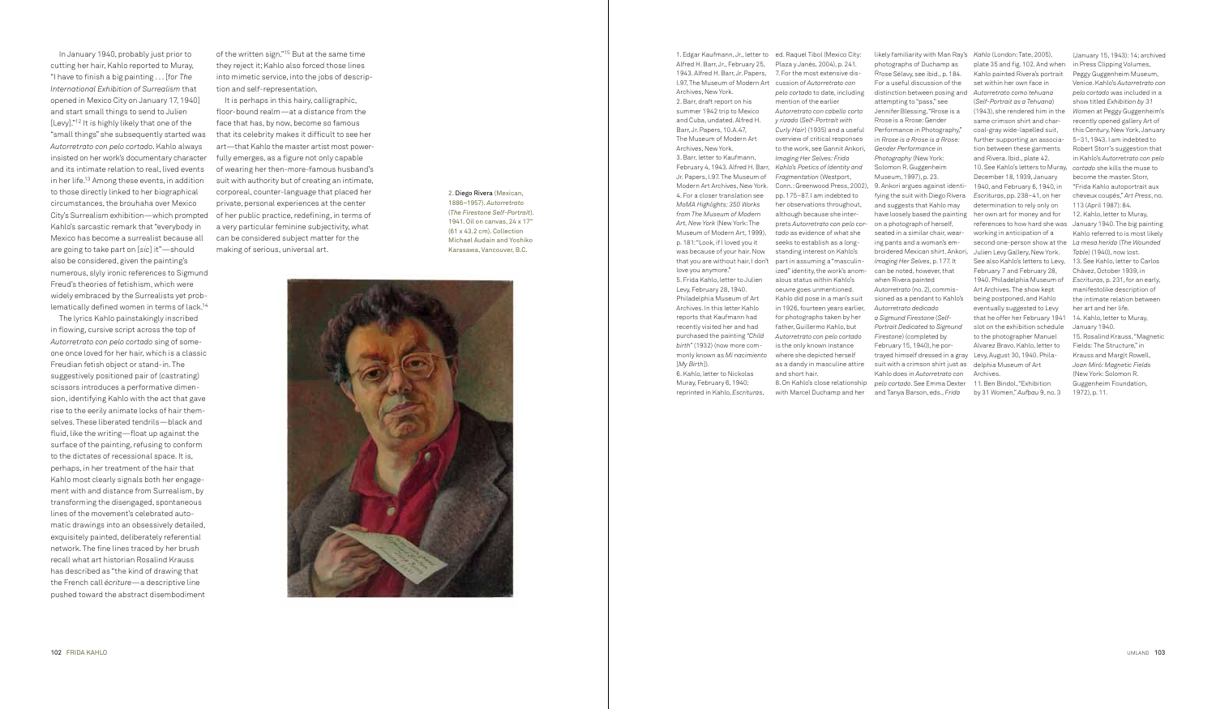In January 1940, probably just prior to cutting her hair, Kahlo reported to Muray, "I have to finish a big painting . . . [for *The International Exhibition of Surrealism* that opened in Mexico City on January 17, 1940] and start small things to send to Julien [Levy]."[12] It is highly likely that one of the "small things" she subsequently started was *Autorretrato con pelo cortado*. Kahlo always insisted on her work's documentary character and its intimate relation to real, lived events in her life.[13] Among these events, in addition to those directly linked to her biographical circumstances, the brouhaha over Mexico City's Surrealism exhibition—which prompted Kahlo's sarcastic remark that "everybody in Mexico has become a surrealist because all are going to take part on [*sic*] it"—should also be considered, given the painting's numerous, slyly ironic references to Sigmund Freud's theories of fetishism, which were widely embraced by the Surrealists yet problematically defined women in terms of lack.[14]

The lyrics Kahlo painstakingly inscribed in flowing, cursive script across the top of *Autorretrato con pelo cortado* sing of someone once loved for her hair, which is a classic Freudian fetish object or stand-in. The suggestively positioned pair of (castrating) scissors introduces a performative dimension, identifying Kahlo with the act that gave rise to the eerily animate locks of hair themselves. These liberated tendrils—black and fluid, like the writing—float up against the surface of the painting, refusing to conform to the dictates of recessional space. It is, perhaps, in her treatment of the hair that Kahlo most clearly signals both her engagement with and distance from Surrealism, by transforming the disengaged, spontaneous lines of the movement's celebrated automatic drawings into an obsessively detailed, exquisitely painted, deliberately referential network. The fine lines traced by her brush recall what art historian Rosalind Krauss has described as "the kind of drawing that the French call *écriture*—a descriptive line pushed toward the abstract disembodiment of the written sign."[15] But at the same time they reject it; Kahlo also forced those lines into mimetic service, into the jobs of description and self-representation.

It is perhaps in this hairy, calligraphic, floor-bound realm—at a distance from the face that has, by now, become so famous that its celebrity makes it difficult to see her art—that Kahlo the master artist most powerfully emerges, as a figure not only capable of wearing her then-more-famous husband's suit with authority but of creating an intimate, corporeal, counter-language that placed her private, personal experiences at the center of her public practice, redefining, in terms of a very particular feminine subjectivity, what can be considered subject matter for the making of serious, universal art.

2. **Diego Rivera** (Mexican, 1886–1957). *Autorretrato* (*The Firestone Self-Portrait*). 1941. Oil on canvas, 24 x 17" (61 x 43.2 cm). Collection Michael Audain and Yoshiko Karasawa, Vancouver, B.C.

1. Edgar Kaufmann, Jr., letter to Alfred H. Barr, Jr., February 25, 1943. Alfred H. Barr, Jr. Papers, I.97. The Museum of Modern Art Archives, New York.

2. Barr, draft report on his summer 1942 trip to Mexico and Cuba, undated. Alfred H. Barr, Jr. Papers, 10.A.47. The Museum of Modern Art Archives, New York.

3. Barr, letter to Kaufmann, February 4, 1943. Alfred H. Barr, Jr. Papers, I.97. The Museum of Modern Art Archives, New York.

4. For a closer translation see *MoMA Highlights: 350 Works from The Museum of Modern Art, New York* (New York: The Museum of Modern Art, 1999), p. 181: "Look, if I loved you it was because of your hair. Now that you are without hair, I don't love you anymore."

5. Frida Kahlo, letter to Julien Levy, February 28, 1940. Philadelphia Museum of Art Archives. In this letter Kahlo reports that Kaufmann had recently visited her and had purchased the painting "*Child birth*" (1932) (now more commonly known as *Mi nacimiento* [*My Birth*]).

6. Kahlo, letter to Nickolas Muray, February 6, 1940; reprinted in Kahlo, *Escrituras*, ed. Raquel Tibol (Mexico City: Plaza y Janés, 2004), p. 241.

7. For the most extensive discussion of *Autorretrato con pelo cortado* to date, including mention of the earlier *Autorretrato con cabello corto y rizado* (*Self-Portrait with Curly Hair*) (1935) and a useful overview of critical responses to the work, see Gannit Ankori, *Imaging Her Selves: Frida Kahlo's Poetics of Identity and Fragmentation* (Westport, Conn.: Greenwood Press, 2002), pp. 175–87. I am indebted to her observations throughout, although because she interprets *Autorretrato con pelo cortado* as evidence of what she seeks to establish as a long-standing interest on Kahlo's part in assuming a "masculinized" identity, the work's anomalous status within Kahlo's oeuvre goes unmentioned. Kahlo did pose in a man's suit in 1926, fourteen years earlier, for photographs taken by her father, Guillermo Kahlo, but *Autorretrato con pelo cortado* is the only known instance where she depicted herself as a dandy in masculine attire and short hair.

8. On Kahlo's close relationship with Marcel Duchamp and her likely familiarity with Man Ray's photographs of Duchamp as Rrose Sélavy, see ibid., p. 184. For a useful discussion of the distinction between posing and attempting to "pass," see Jennifer Blessing, "Rrose is a Rrose is a Rrose: Gender Performance in Photography," in *Rrose is a Rrose is a Rrose: Gender Performance in Photography* (New York: Solomon R. Guggenheim Museum, 1997), p. 23.

9. Ankori argues against identifying the suit with Diego Rivera and suggests that Kahlo may have loosely based the painting on a photograph of herself, seated in a similar chair, wearing pants and a woman's embroidered Mexican shirt. Ankori, *Imaging Her Selves*, p. 177. It can be noted, however, that when Rivera painted *Autorretrato* (no. 2), commissioned as a pendant to Kahlo's *Autorretrato dedicado a Sigmund Firestone* (*Self-Portrait Dedicated to Sigmund Firestone*) (completed by February 15, 1940), he portrayed himself dressed in a gray suit with a crimson shirt just as Kahlo does in *Autorretrato con pelo cortado*. See Emma Dexter and Tanya Barson, eds., *Frida Kahlo* (London: Tate, 2005), plate 35 and fig. 102. And when Kahlo painted Rivera's portrait set within her own face in *Autorretrato como tehuana* (*Self-Portrait as a Tehuana*) (1943), she rendered him in the same crimson shirt and charcoal-gray wide-lapelled suit, further supporting an association between these garments and Rivera. Ibid., plate 42.

10. See Kahlo's letters to Muray, December 18, 1939, January 1940, and February 6, 1940, in *Escrituras*, pp. 238–41, on her determination to rely only on her own art for money and for references to how hard she was working in anticipation of a second one-person show at the Julien Levy Gallery, New York. See also Kahlo's letters to Levy, February 7 and February 28, 1940. Philadelphia Museum of Art Archives. The show kept being postponed, and Kahlo eventually suggested to Levy that he offer her February 1941 slot on the exhibition schedule to the photographer Manuel Alvarez Bravo. Kahlo, letter to Levy, August 30, 1940. Philadelphia Museum of Art Archives.

11. Ben Bindol, "Exhibition by 31 Women," *Aufbau* 9, no. 3 (January 15, 1943): 14; archived in Press Clipping Volumes, Peggy Guggenheim Museum, Venice. Kahlo's *Autorretrato con pelo cortado* was included in a show titled *Exhibition by 31 Women* at Peggy Guggenheim's recently opened gallery Art of this Century, New York, January 5–31, 1943. I am indebted to Robert Storr's suggestion that in Kahlo's *Autorretrato con pelo cortado* she kills the muse to become the master. Storr, "Frida Kahlo autoportrait aux cheveux coupés," *Art Press*, no. 113 (April 1987): 84.

12. Kahlo, letter to Muray, January 1940. The big painting Kahlo referred to is most likely *La mesa herida* (*The Wounded Table*) (1940), now lost.

13. See Kahlo, letter to Carlos Chávez, October 1939, in *Escrituras*, p. 231, for an early, manifestolike description of the intimate relation between her art and her life.

14. Kahlo, letter to Muray, January 1940.

15. Rosalind Krauss, "Magnetic Fields: The Structure," in Krauss and Margit Rowell, *Joan Miró: Magnetic Fields* (New York: Solomon R. Guggenheim Foundation, 1972), p. 11.